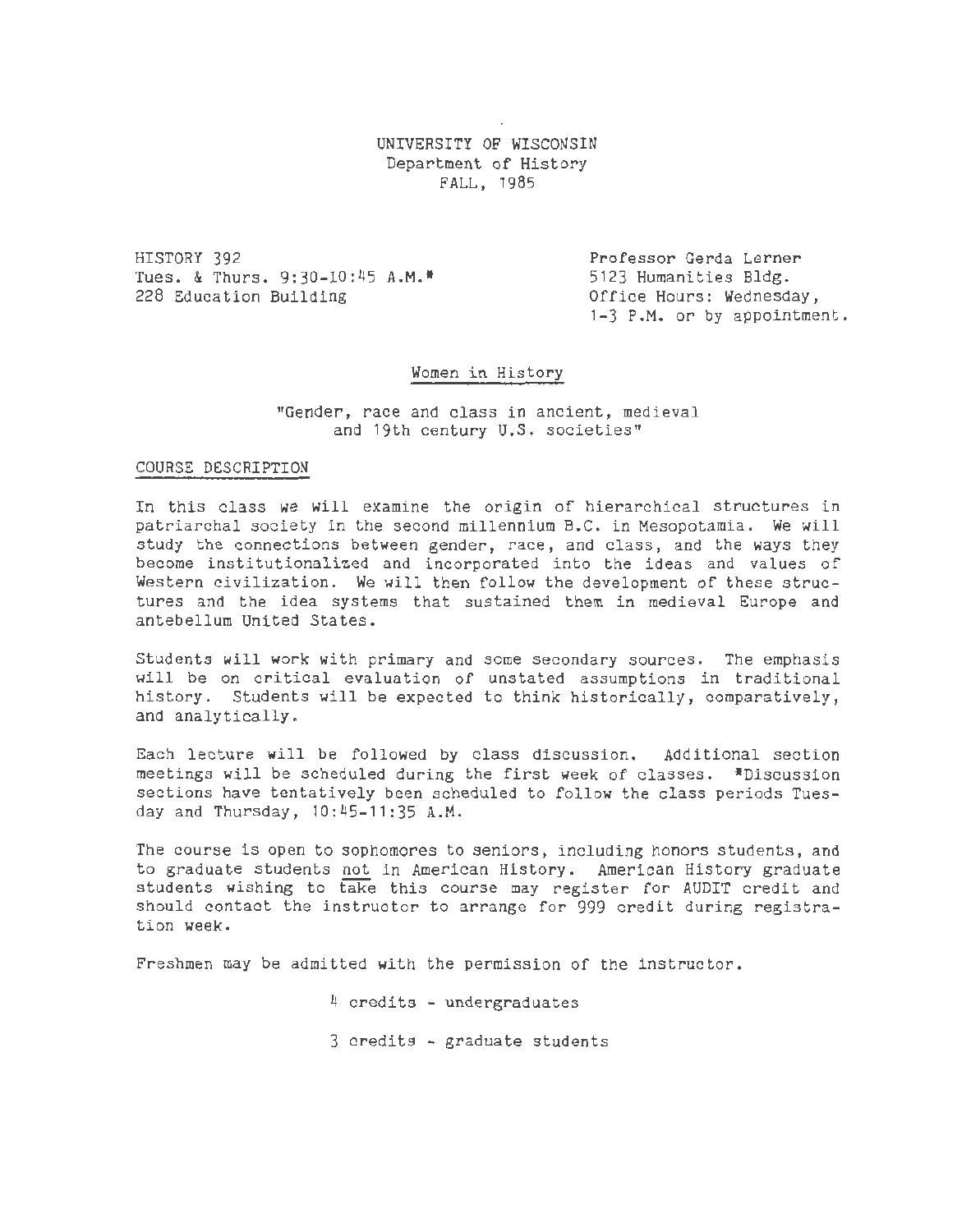UNIVERSITY OF WISCONSIN
Department of History
FALL, 1985

HISTORY 392
Tues. & Thurs. 9:30-10:45 A.M.*
228 Education Building

Professor Gerda Lerner
5123 Humanities Bldg.
Office Hours: Wednesday,
1-3 P.M. or by appointment.

## Women in History

"Gender, race and class in ancient, medieval and 19th century U.S. societies"

### COURSE DESCRIPTION

In this class we will examine the origin of hierarchical structures in patriarchal society in the second millennium B.C. in Mesopotamia. We will study the connections between gender, race, and class, and the ways they become institutionalized and incorporated into the ideas and values of Western civilization. We will then follow the development of these structures and the idea systems that sustained them in medieval Europe and antebellum United States.

Students will work with primary and some secondary sources. The emphasis will be on critical evaluation of unstated assumptions in traditional history. Students will be expected to think historically, comparatively, and analytically.

Each lecture will be followed by class discussion. Additional section meetings will be scheduled during the first week of classes. *Discussion sections have tentatively been scheduled to follow the class periods Tuesday and Thursday, 10:45-11:35 A.M.

The course is open to sophomores to seniors, including honors students, and to graduate students not in American History. American History graduate students wishing to take this course may register for AUDIT credit and should contact the instructor to arrange for 999 credit during registration week.

Freshmen may be admitted with the permission of the instructor.

4 credits - undergraduates

3 credits - graduate students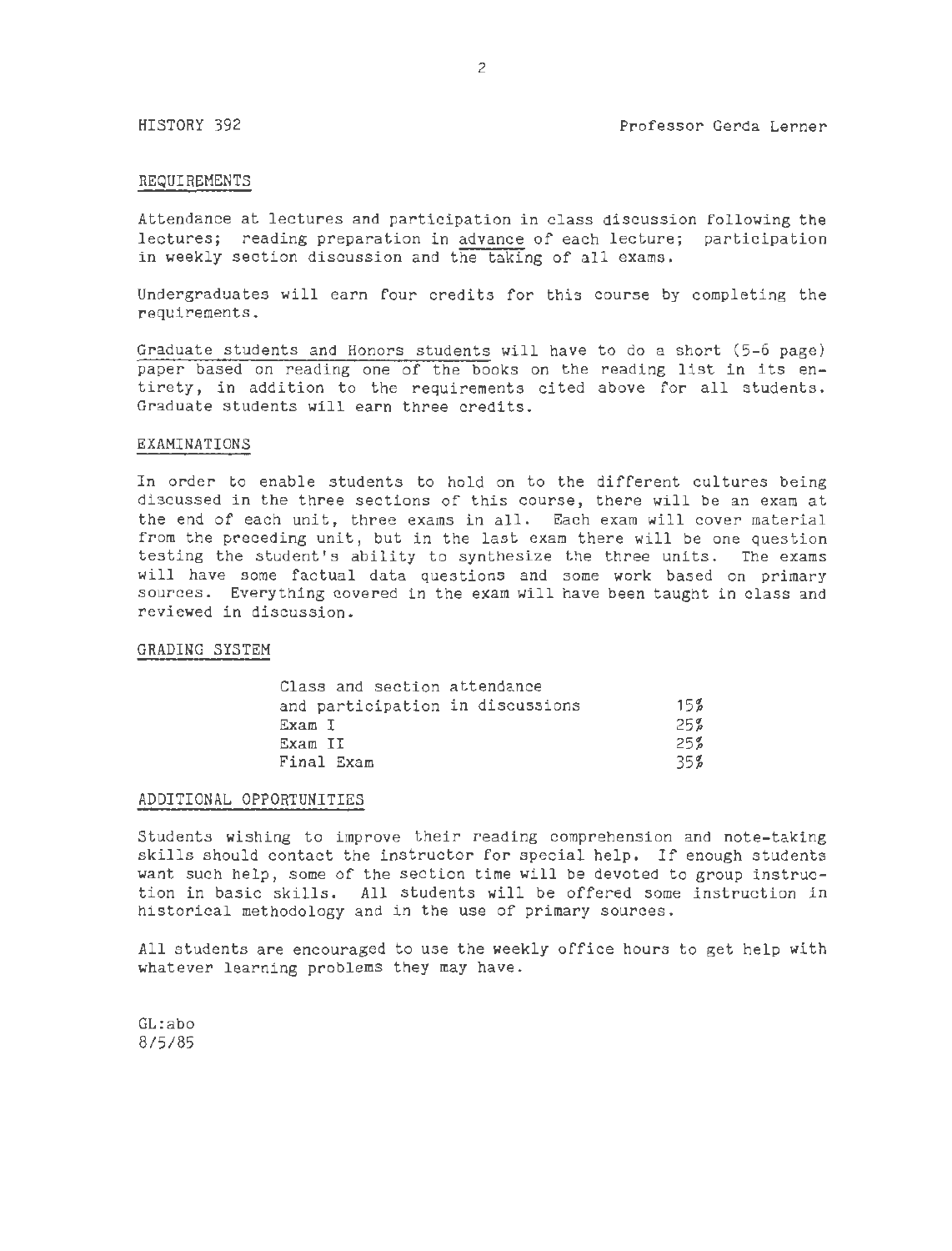HISTORY 392 Professor Gerda Lerner

## REQUIREMENTS

Attendance at lectures and participation in class discussion following the lectures; reading preparation in advance of each lecture; participation in weekly section discussion and the taking of all exams.

Undergraduates will earn four credits for this course by completing the requirements.

Graduate students and Honors students will have to do a short (5-6 page) paper based on reading one of the books on the reading list in its entirety, in addition to the requirements cited above for all students. Graduate students will earn three credits.

## EXAMINATIONS

In order to enable students to hold on to the different cultures being discussed in the three sections of this course, there will be an exam at the end of each unit, three exams in all. Each exam will cover material from the preceding unit, but in the last exam there will be one question testing the student's ability to synthesize the three units. The exams will have some factual data questions and some work based on primary sources. Everything covered in the exam will have been taught in class and reviewed in discussion.

## GRADING SYSTEM

| | |
|---|---|
| Class and section attendance and participation in discussions | 15% |
| Exam I | 25% |
| Exam II | 25% |
| Final Exam | 35% |

## ADDITIONAL OPPORTUNITIES

Students wishing to improve their reading comprehension and note-taking skills should contact the instructor for special help. If enough students want such help, some of the section time will be devoted to group instruction in basic skills. All students will be offered some instruction in historical methodology and in the use of primary sources.

All students are encouraged to use the weekly office hours to get help with whatever learning problems they may have.

GL:abo
8/5/85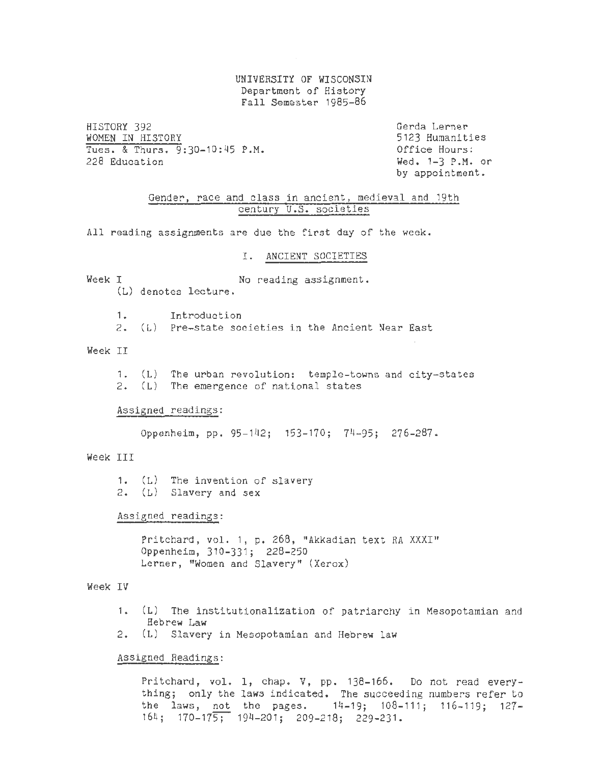UNIVERSITY OF WISCONSIN
Department of History
Fall Semester 1985-86

HISTORY 392
WOMEN IN HISTORY
Tues. & Thurs. 9:30-10:45 P.M.
228 Education

Gerda Lerner
5123 Humanities
Office Hours:
Wed. 1-3 P.M. or
by appointment.

## Gender, race and class in ancient, medieval and 19th century U.S. societies

All reading assignments are due the first day of the week.

### I. ANCIENT SOCIETIES

Week I — No reading assignment.

(L) denotes lecture.

1. Introduction
2. (L) Pre-state societies in the Ancient Near East

Week II

1. (L) The urban revolution: temple-towns and city-states
2. (L) The emergence of national states

Assigned readings:

Oppenheim, pp. 95-142; 153-170; 74-95; 276-287.

Week III

1. (L) The invention of slavery
2. (L) Slavery and sex

Assigned readings:

Pritchard, vol. 1, p. 268, "Akkadian text RA XXXI"
Oppenheim, 310-331; 228-250
Lerner, "Women and Slavery" (Xerox)

Week IV

1. (L) The institutionalization of patriarchy in Mesopotamian and Hebrew Law
2. (L) Slavery in Mesopotamian and Hebrew law

Assigned Readings:

Pritchard, vol. 1, chap. V, pp. 138-166. Do not read everything; only the laws indicated. The succeeding numbers refer to the laws, not the pages. 14-19; 108-111; 116-119; 127-164; 170-175; 194-201; 209-218; 229-231.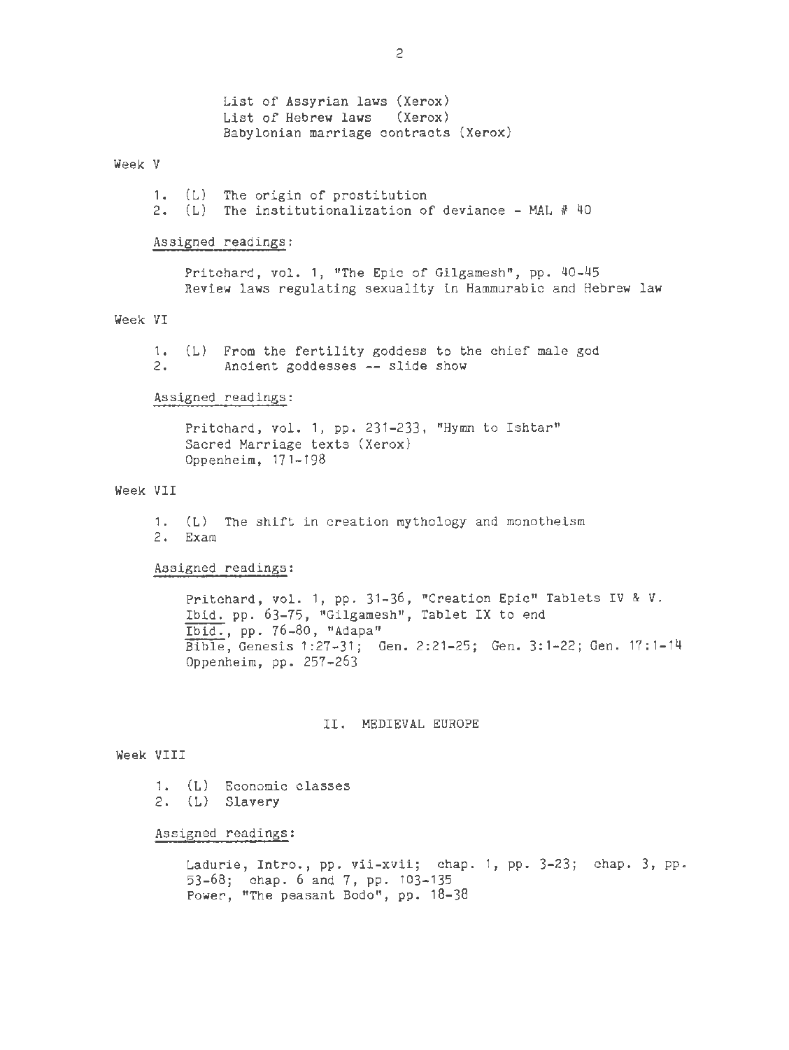List of Assyrian laws (Xerox)
List of Hebrew laws (Xerox)
Babylonian marriage contracts (Xerox)

Week V

1. (L) The origin of prostitution
2. (L) The institutionalization of deviance - MAL # 40

Assigned readings:

Pritchard, vol. 1, "The Epic of Gilgamesh", pp. 40-45
Review laws regulating sexuality in Hammurabic and Hebrew law

Week VI

1. (L) From the fertility goddess to the chief male god
2. Ancient goddesses -- slide show

Assigned readings:

Pritchard, vol. 1, pp. 231-233, "Hymn to Ishtar"
Sacred Marriage texts (Xerox)
Oppenheim, 171-198

Week VII

1. (L) The shift in creation mythology and monotheism
2. Exam

Assigned readings:

Pritchard, vol. 1, pp. 31-36, "Creation Epic" Tablets IV & V.
Ibid. pp. 63-75, "Gilgamesh", Tablet IX to end
Ibid., pp. 76-80, "Adapa"
Bible, Genesis 1:27-31; Gen. 2:21-25; Gen. 3:1-22; Gen. 17:1-14
Oppenheim, pp. 257-263

## II. MEDIEVAL EUROPE

Week VIII

1. (L) Economic classes
2. (L) Slavery

Assigned readings:

Ladurie, Intro., pp. vii-xvii; chap. 1, pp. 3-23; chap. 3, pp. 53-68; chap. 6 and 7, pp. 103-135
Power, "The peasant Bodo", pp. 18-38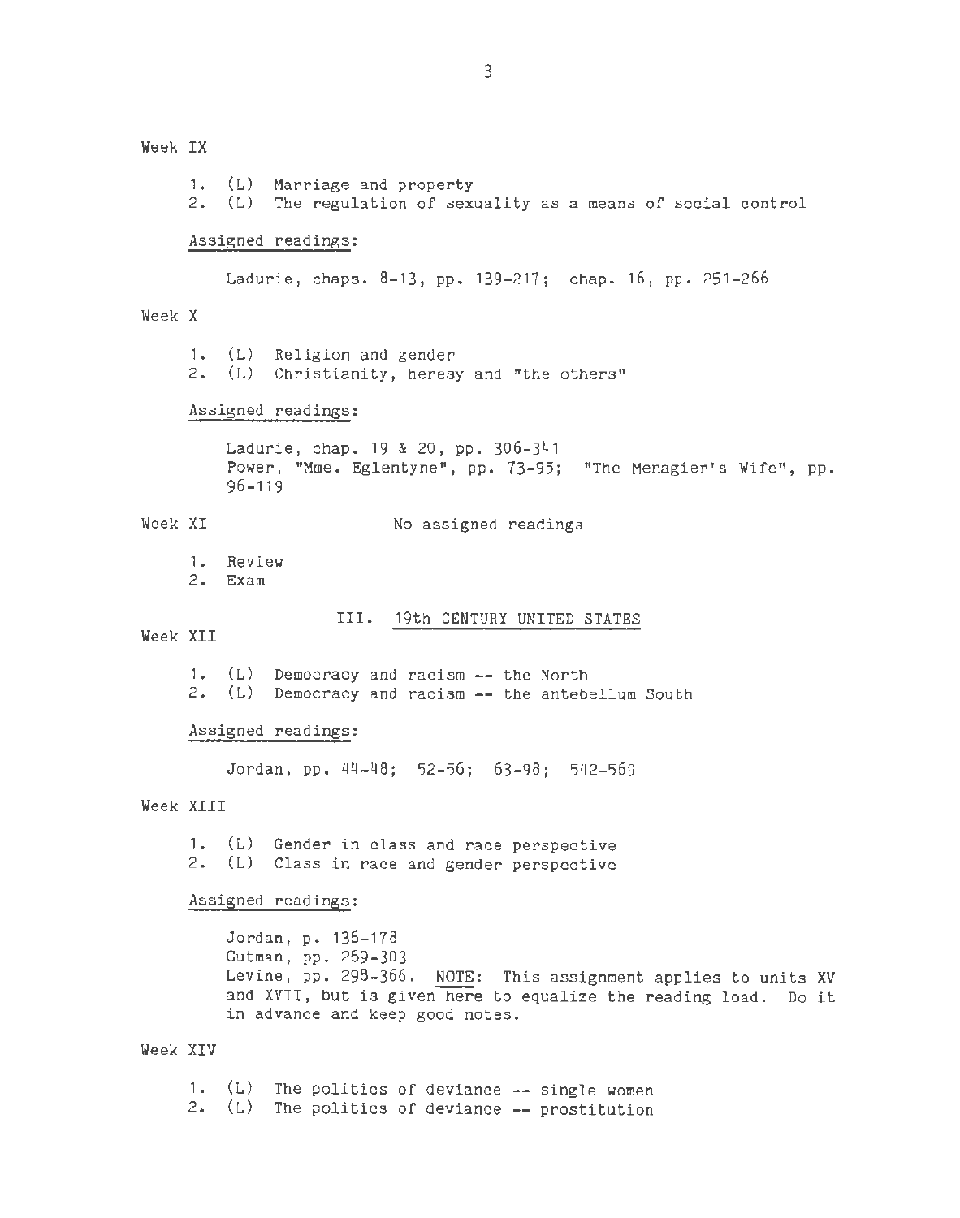Week IX

1. (L) Marriage and property
2. (L) The regulation of sexuality as a means of social control

Assigned readings:

Ladurie, chaps. 8-13, pp. 139-217; chap. 16, pp. 251-266

Week X

1. (L) Religion and gender
2. (L) Christianity, heresy and "the others"

Assigned readings:

Ladurie, chap. 19 & 20, pp. 306-341
Power, "Mme. Eglentyne", pp. 73-95; "The Menagier's Wife", pp. 96-119

Week XI — No assigned readings

1. Review
2. Exam

## III. 19th CENTURY UNITED STATES

Week XII

1. (L) Democracy and racism -- the North
2. (L) Democracy and racism -- the antebellum South

Assigned readings:

Jordan, pp. 44-48; 52-56; 63-98; 542-569

Week XIII

1. (L) Gender in class and race perspective
2. (L) Class in race and gender perspective

Assigned readings:

Jordan, p. 136-178
Gutman, pp. 269-303
Levine, pp. 298-366. NOTE: This assignment applies to units XV and XVII, but is given here to equalize the reading load. Do it in advance and keep good notes.

Week XIV

1. (L) The politics of deviance -- single women
2. (L) The politics of deviance -- prostitution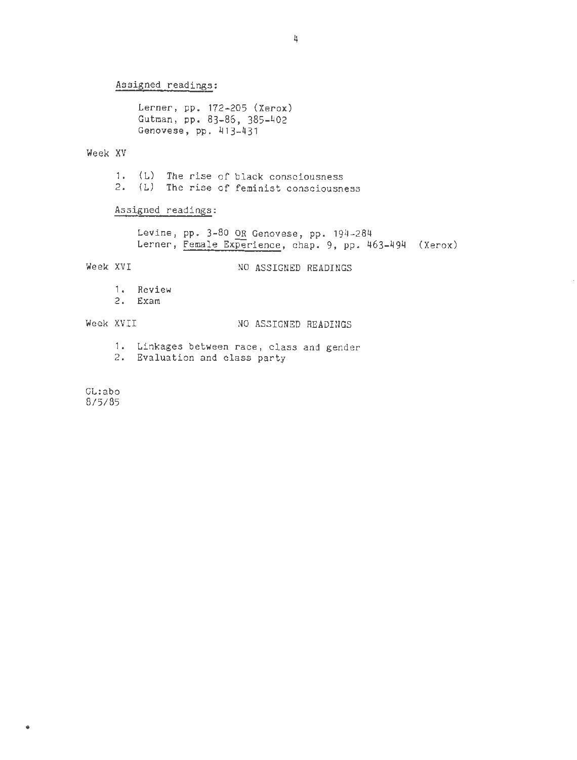Assigned readings:

Lerner, pp. 172-205 (Xerox)
Gutman, pp. 83-86, 385-402
Genovese, pp. 413-431

Week XV

1. (L) The rise of black consciousness
2. (L) The rise of feminist consciousness

Assigned readings:

Levine, pp. 3-80 OR Genovese, pp. 194-284
Lerner, *Female Experience*, chap. 9, pp. 463-494 (Xerox)

Week XVI NO ASSIGNED READINGS

1. Review
2. Exam

Week XVII NO ASSIGNED READINGS

1. Linkages between race, class and gender
2. Evaluation and class party

GL:abo
8/5/85